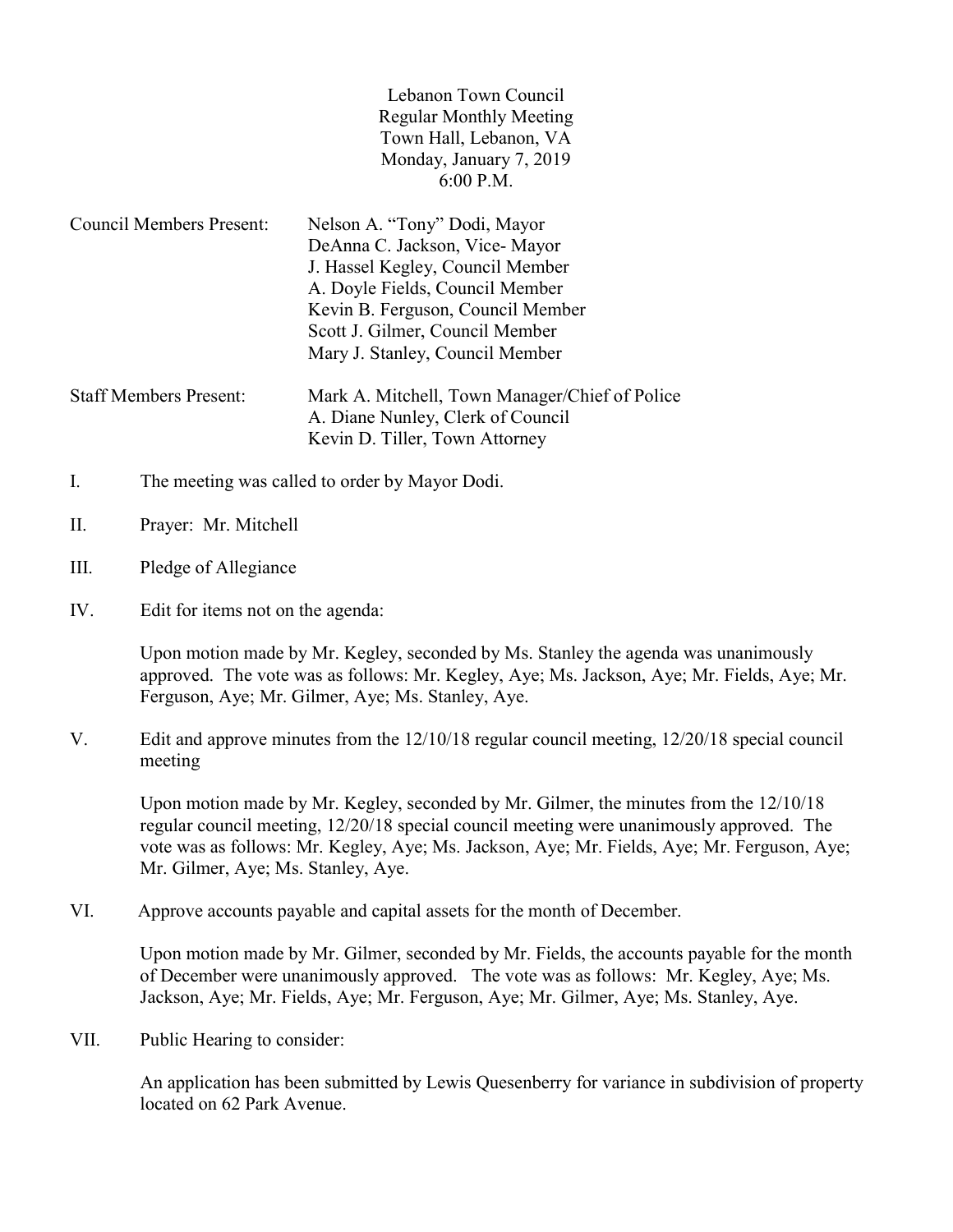Lebanon Town Council
Regular Monthly Meeting
Town Hall, Lebanon, VA
Monday, January 7, 2019
6:00 P.M.

| | |
|---|---|
| Council Members Present: | Nelson A. "Tony" Dodi, Mayor |
| | DeAnna C. Jackson, Vice- Mayor |
| | J. Hassel Kegley, Council Member |
| | A. Doyle Fields, Council Member |
| | Kevin B. Ferguson, Council Member |
| | Scott J. Gilmer, Council Member |
| | Mary J. Stanley, Council Member |
| Staff Members Present: | Mark A. Mitchell, Town Manager/Chief of Police |
| | A. Diane Nunley, Clerk of Council |
| | Kevin D. Tiller, Town Attorney |

I. The meeting was called to order by Mayor Dodi.

II. Prayer: Mr. Mitchell

III. Pledge of Allegiance

IV. Edit for items not on the agenda:

Upon motion made by Mr. Kegley, seconded by Ms. Stanley the agenda was unanimously approved. The vote was as follows: Mr. Kegley, Aye; Ms. Jackson, Aye; Mr. Fields, Aye; Mr. Ferguson, Aye; Mr. Gilmer, Aye; Ms. Stanley, Aye.

V. Edit and approve minutes from the 12/10/18 regular council meeting, 12/20/18 special council meeting

Upon motion made by Mr. Kegley, seconded by Mr. Gilmer, the minutes from the 12/10/18 regular council meeting, 12/20/18 special council meeting were unanimously approved. The vote was as follows: Mr. Kegley, Aye; Ms. Jackson, Aye; Mr. Fields, Aye; Mr. Ferguson, Aye; Mr. Gilmer, Aye; Ms. Stanley, Aye.

VI. Approve accounts payable and capital assets for the month of December.

Upon motion made by Mr. Gilmer, seconded by Mr. Fields, the accounts payable for the month of December were unanimously approved. The vote was as follows: Mr. Kegley, Aye; Ms. Jackson, Aye; Mr. Fields, Aye; Mr. Ferguson, Aye; Mr. Gilmer, Aye; Ms. Stanley, Aye.

VII. Public Hearing to consider:

An application has been submitted by Lewis Quesenberry for variance in subdivision of property located on 62 Park Avenue.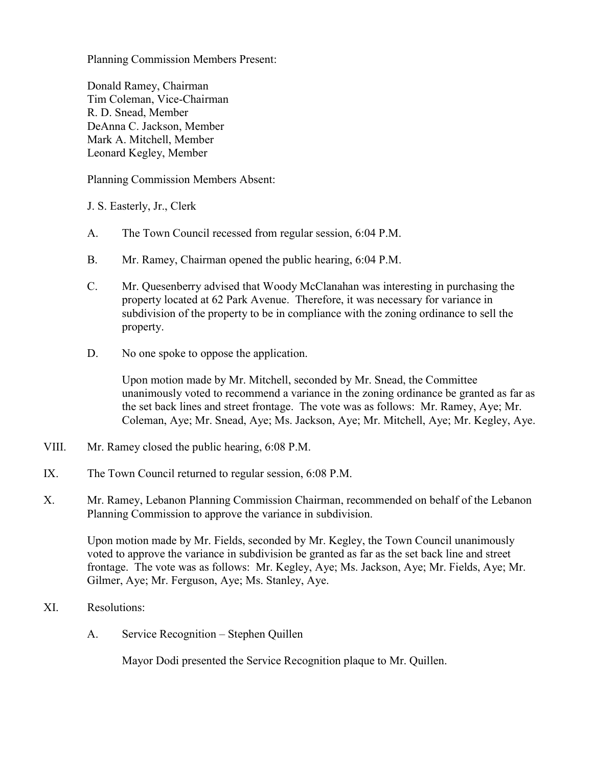Planning Commission Members Present:

Donald Ramey, Chairman
Tim Coleman, Vice-Chairman
R. D. Snead, Member
DeAnna C. Jackson, Member
Mark A. Mitchell, Member
Leonard Kegley, Member

Planning Commission Members Absent:

J. S. Easterly, Jr., Clerk

A. The Town Council recessed from regular session, 6:04 P.M.

B. Mr. Ramey, Chairman opened the public hearing, 6:04 P.M.

C. Mr. Quesenberry advised that Woody McClanahan was interesting in purchasing the property located at 62 Park Avenue. Therefore, it was necessary for variance in subdivision of the property to be in compliance with the zoning ordinance to sell the property.

D. No one spoke to oppose the application.

   Upon motion made by Mr. Mitchell, seconded by Mr. Snead, the Committee unanimously voted to recommend a variance in the zoning ordinance be granted as far as the set back lines and street frontage. The vote was as follows: Mr. Ramey, Aye; Mr. Coleman, Aye; Mr. Snead, Aye; Ms. Jackson, Aye; Mr. Mitchell, Aye; Mr. Kegley, Aye.

VIII. Mr. Ramey closed the public hearing, 6:08 P.M.

IX. The Town Council returned to regular session, 6:08 P.M.

X. Mr. Ramey, Lebanon Planning Commission Chairman, recommended on behalf of the Lebanon Planning Commission to approve the variance in subdivision.

   Upon motion made by Mr. Fields, seconded by Mr. Kegley, the Town Council unanimously voted to approve the variance in subdivision be granted as far as the set back line and street frontage. The vote was as follows: Mr. Kegley, Aye; Ms. Jackson, Aye; Mr. Fields, Aye; Mr. Gilmer, Aye; Mr. Ferguson, Aye; Ms. Stanley, Aye.

XI. Resolutions:

A. Service Recognition – Stephen Quillen

   Mayor Dodi presented the Service Recognition plaque to Mr. Quillen.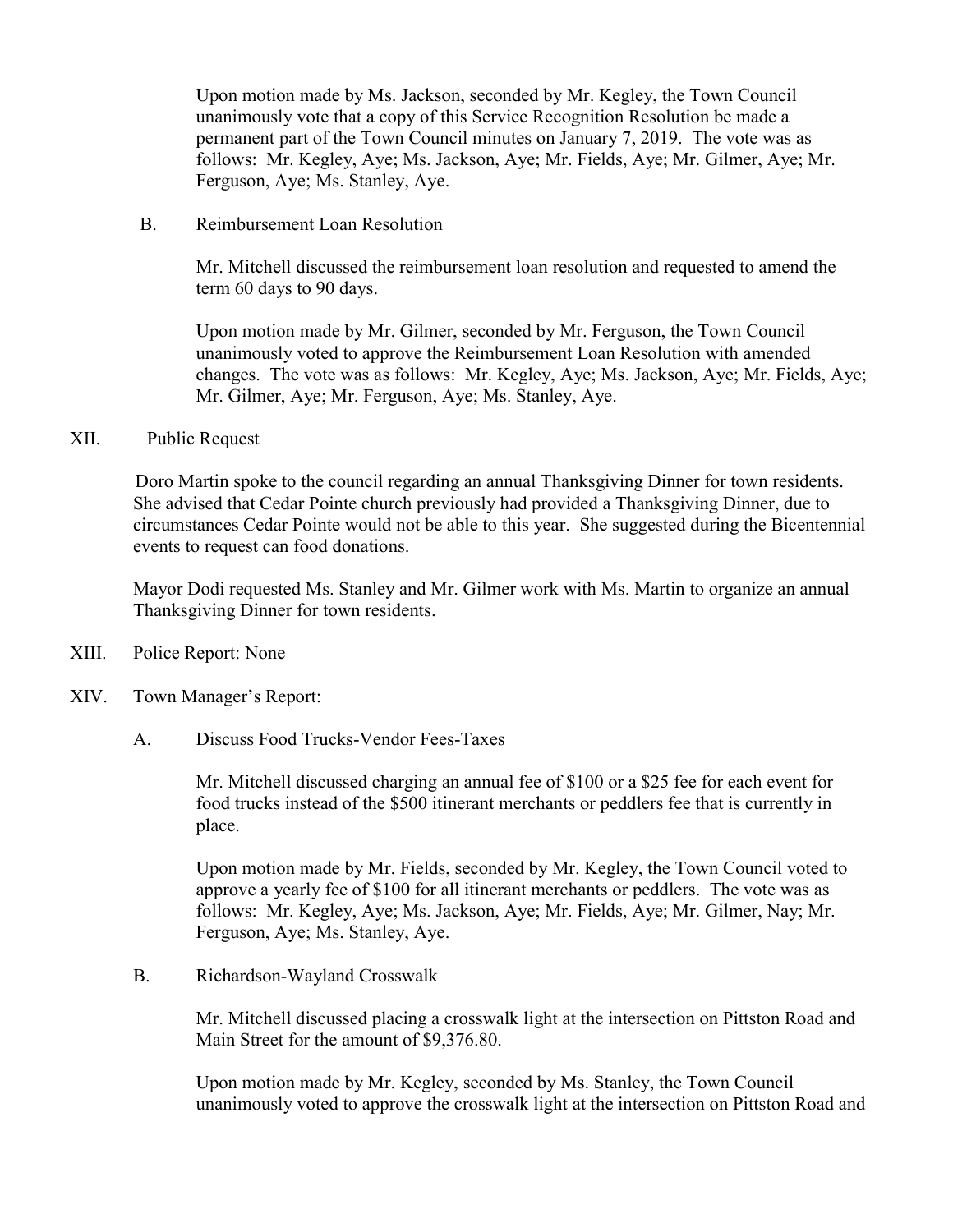Upon motion made by Ms. Jackson, seconded by Mr. Kegley, the Town Council unanimously vote that a copy of this Service Recognition Resolution be made a permanent part of the Town Council minutes on January 7, 2019. The vote was as follows: Mr. Kegley, Aye; Ms. Jackson, Aye; Mr. Fields, Aye; Mr. Gilmer, Aye; Mr. Ferguson, Aye; Ms. Stanley, Aye.

B. Reimbursement Loan Resolution

Mr. Mitchell discussed the reimbursement loan resolution and requested to amend the term 60 days to 90 days.

Upon motion made by Mr. Gilmer, seconded by Mr. Ferguson, the Town Council unanimously voted to approve the Reimbursement Loan Resolution with amended changes. The vote was as follows: Mr. Kegley, Aye; Ms. Jackson, Aye; Mr. Fields, Aye; Mr. Gilmer, Aye; Mr. Ferguson, Aye; Ms. Stanley, Aye.

XII. Public Request

Doro Martin spoke to the council regarding an annual Thanksgiving Dinner for town residents. She advised that Cedar Pointe church previously had provided a Thanksgiving Dinner, due to circumstances Cedar Pointe would not be able to this year. She suggested during the Bicentennial events to request can food donations.

Mayor Dodi requested Ms. Stanley and Mr. Gilmer work with Ms. Martin to organize an annual Thanksgiving Dinner for town residents.

XIII. Police Report: None

XIV. Town Manager's Report:

A. Discuss Food Trucks-Vendor Fees-Taxes

Mr. Mitchell discussed charging an annual fee of $100 or a $25 fee for each event for food trucks instead of the $500 itinerant merchants or peddlers fee that is currently in place.

Upon motion made by Mr. Fields, seconded by Mr. Kegley, the Town Council voted to approve a yearly fee of $100 for all itinerant merchants or peddlers. The vote was as follows: Mr. Kegley, Aye; Ms. Jackson, Aye; Mr. Fields, Aye; Mr. Gilmer, Nay; Mr. Ferguson, Aye; Ms. Stanley, Aye.

B. Richardson-Wayland Crosswalk

Mr. Mitchell discussed placing a crosswalk light at the intersection on Pittston Road and Main Street for the amount of $9,376.80.

Upon motion made by Mr. Kegley, seconded by Ms. Stanley, the Town Council unanimously voted to approve the crosswalk light at the intersection on Pittston Road and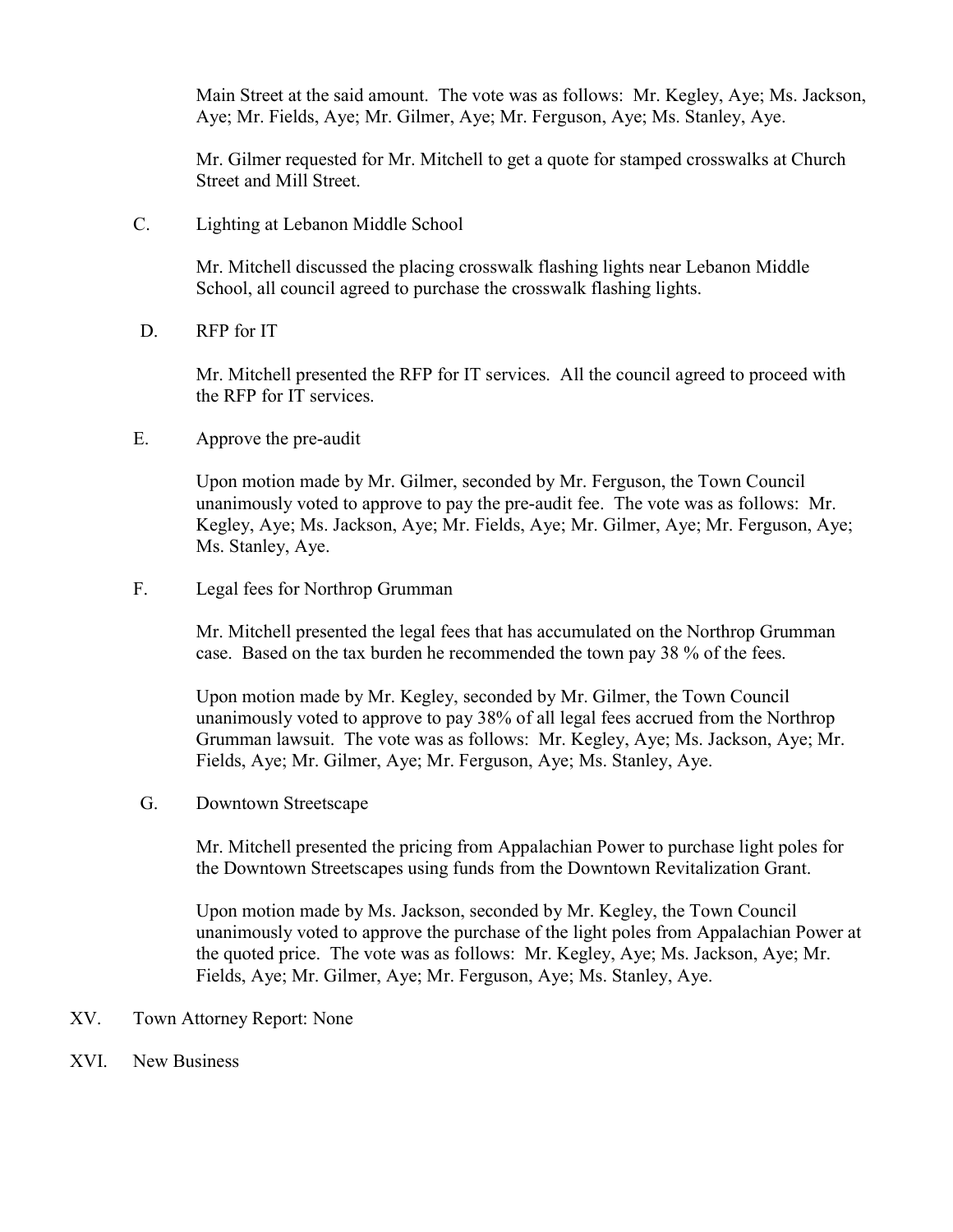Main Street at the said amount. The vote was as follows: Mr. Kegley, Aye; Ms. Jackson, Aye; Mr. Fields, Aye; Mr. Gilmer, Aye; Mr. Ferguson, Aye; Ms. Stanley, Aye.

Mr. Gilmer requested for Mr. Mitchell to get a quote for stamped crosswalks at Church Street and Mill Street.

C. Lighting at Lebanon Middle School

Mr. Mitchell discussed the placing crosswalk flashing lights near Lebanon Middle School, all council agreed to purchase the crosswalk flashing lights.

D. RFP for IT

Mr. Mitchell presented the RFP for IT services. All the council agreed to proceed with the RFP for IT services.

E. Approve the pre-audit

Upon motion made by Mr. Gilmer, seconded by Mr. Ferguson, the Town Council unanimously voted to approve to pay the pre-audit fee. The vote was as follows: Mr. Kegley, Aye; Ms. Jackson, Aye; Mr. Fields, Aye; Mr. Gilmer, Aye; Mr. Ferguson, Aye; Ms. Stanley, Aye.

F. Legal fees for Northrop Grumman

Mr. Mitchell presented the legal fees that has accumulated on the Northrop Grumman case. Based on the tax burden he recommended the town pay 38 % of the fees.

Upon motion made by Mr. Kegley, seconded by Mr. Gilmer, the Town Council unanimously voted to approve to pay 38% of all legal fees accrued from the Northrop Grumman lawsuit. The vote was as follows: Mr. Kegley, Aye; Ms. Jackson, Aye; Mr. Fields, Aye; Mr. Gilmer, Aye; Mr. Ferguson, Aye; Ms. Stanley, Aye.

G. Downtown Streetscape

Mr. Mitchell presented the pricing from Appalachian Power to purchase light poles for the Downtown Streetscapes using funds from the Downtown Revitalization Grant.

Upon motion made by Ms. Jackson, seconded by Mr. Kegley, the Town Council unanimously voted to approve the purchase of the light poles from Appalachian Power at the quoted price. The vote was as follows: Mr. Kegley, Aye; Ms. Jackson, Aye; Mr. Fields, Aye; Mr. Gilmer, Aye; Mr. Ferguson, Aye; Ms. Stanley, Aye.

XV. Town Attorney Report: None

XVI. New Business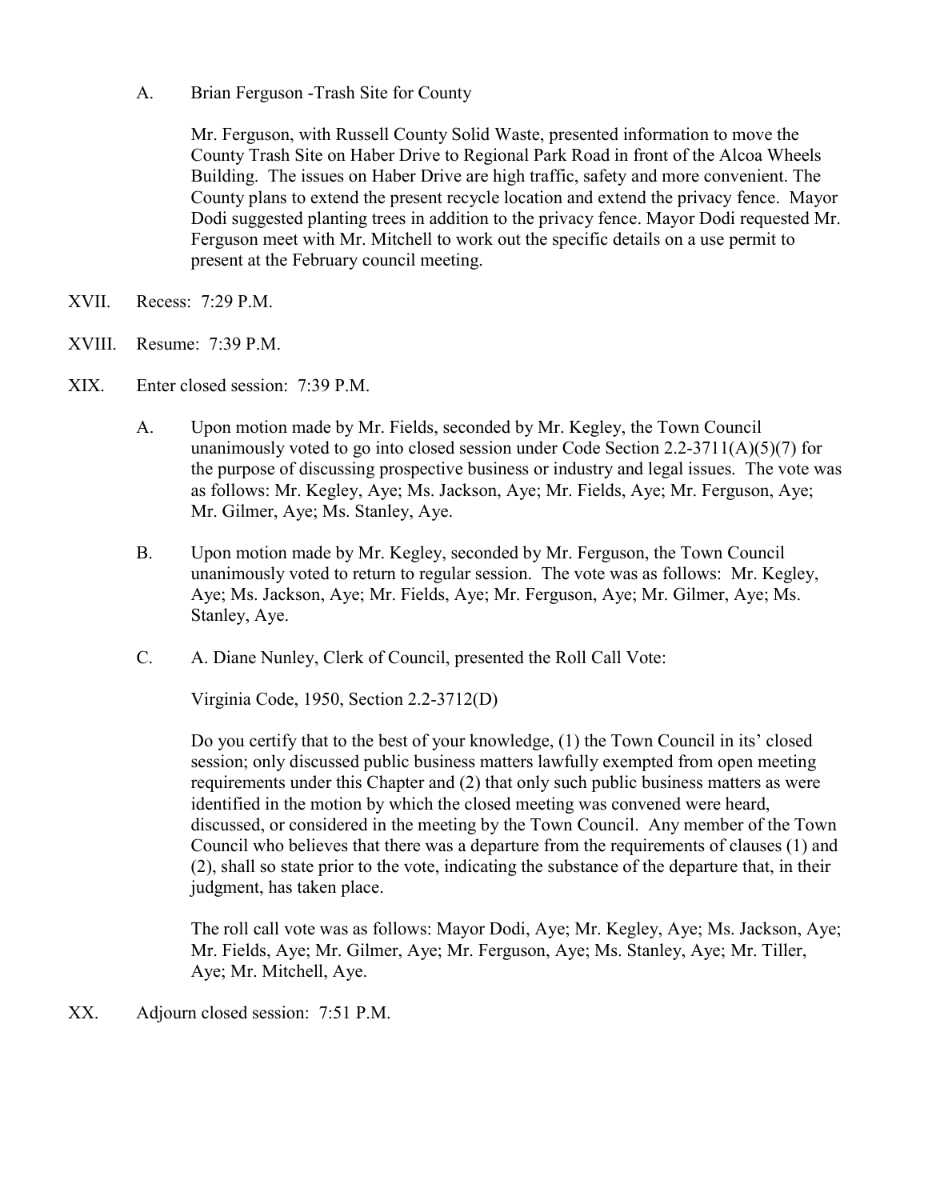A. Brian Ferguson -Trash Site for County

Mr. Ferguson, with Russell County Solid Waste, presented information to move the County Trash Site on Haber Drive to Regional Park Road in front of the Alcoa Wheels Building. The issues on Haber Drive are high traffic, safety and more convenient. The County plans to extend the present recycle location and extend the privacy fence. Mayor Dodi suggested planting trees in addition to the privacy fence. Mayor Dodi requested Mr. Ferguson meet with Mr. Mitchell to work out the specific details on a use permit to present at the February council meeting.

XVII. Recess: 7:29 P.M.

XVIII. Resume: 7:39 P.M.

XIX. Enter closed session: 7:39 P.M.

A. Upon motion made by Mr. Fields, seconded by Mr. Kegley, the Town Council unanimously voted to go into closed session under Code Section 2.2-3711(A)(5)(7) for the purpose of discussing prospective business or industry and legal issues. The vote was as follows: Mr. Kegley, Aye; Ms. Jackson, Aye; Mr. Fields, Aye; Mr. Ferguson, Aye; Mr. Gilmer, Aye; Ms. Stanley, Aye.

B. Upon motion made by Mr. Kegley, seconded by Mr. Ferguson, the Town Council unanimously voted to return to regular session. The vote was as follows: Mr. Kegley, Aye; Ms. Jackson, Aye; Mr. Fields, Aye; Mr. Ferguson, Aye; Mr. Gilmer, Aye; Ms. Stanley, Aye.

C. A. Diane Nunley, Clerk of Council, presented the Roll Call Vote:

Virginia Code, 1950, Section 2.2-3712(D)

Do you certify that to the best of your knowledge, (1) the Town Council in its' closed session; only discussed public business matters lawfully exempted from open meeting requirements under this Chapter and (2) that only such public business matters as were identified in the motion by which the closed meeting was convened were heard, discussed, or considered in the meeting by the Town Council. Any member of the Town Council who believes that there was a departure from the requirements of clauses (1) and (2), shall so state prior to the vote, indicating the substance of the departure that, in their judgment, has taken place.

The roll call vote was as follows: Mayor Dodi, Aye; Mr. Kegley, Aye; Ms. Jackson, Aye; Mr. Fields, Aye; Mr. Gilmer, Aye; Mr. Ferguson, Aye; Ms. Stanley, Aye; Mr. Tiller, Aye; Mr. Mitchell, Aye.

XX. Adjourn closed session: 7:51 P.M.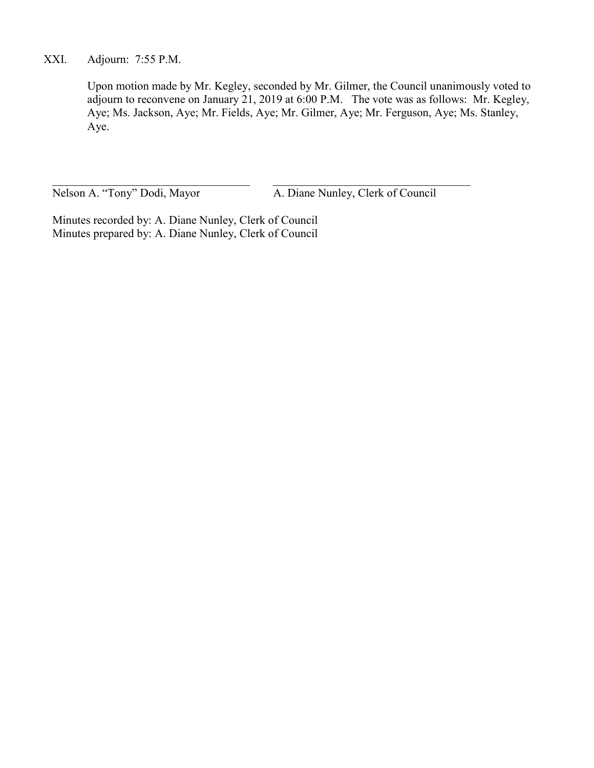XXI. Adjourn: 7:55 P.M.

Upon motion made by Mr. Kegley, seconded by Mr. Gilmer, the Council unanimously voted to adjourn to reconvene on January 21, 2019 at 6:00 P.M. The vote was as follows: Mr. Kegley, Aye; Ms. Jackson, Aye; Mr. Fields, Aye; Mr. Gilmer, Aye; Mr. Ferguson, Aye; Ms. Stanley, Aye.

\_\_\_\_\_\_\_\_\_\_\_\_\_\_\_\_\_\_\_\_\_\_\_\_\_\_\_\_\_\_\_\_\_\_\_\_
Nelson A. "Tony" Dodi, Mayor

\_\_\_\_\_\_\_\_\_\_\_\_\_\_\_\_\_\_\_\_\_\_\_\_\_\_\_\_\_\_\_\_\_\_\_\_
A. Diane Nunley, Clerk of Council

Minutes recorded by: A. Diane Nunley, Clerk of Council
Minutes prepared by: A. Diane Nunley, Clerk of Council